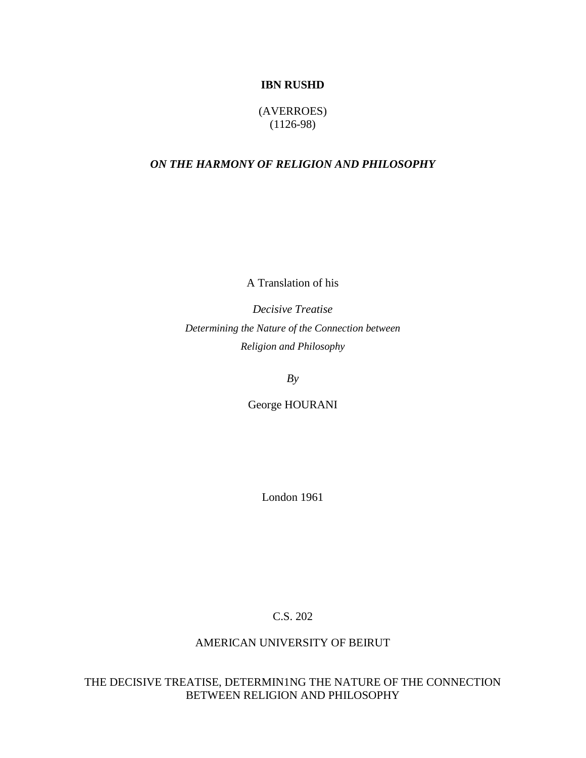**IBN RUSHD**

(AVERROES)
(1126-98)

# *ON THE HARMONY OF RELIGION AND PHILOSOPHY*

A Translation of his

*Decisive Treatise*

*Determining the Nature of the Connection between*

*Religion and Philosophy*

*By*

George HOURANI

London 1961

C.S. 202

AMERICAN UNIVERSITY OF BEIRUT

THE DECISIVE TREATISE, DETERMIN1NG THE NATURE OF THE CONNECTION BETWEEN RELIGION AND PHILOSOPHY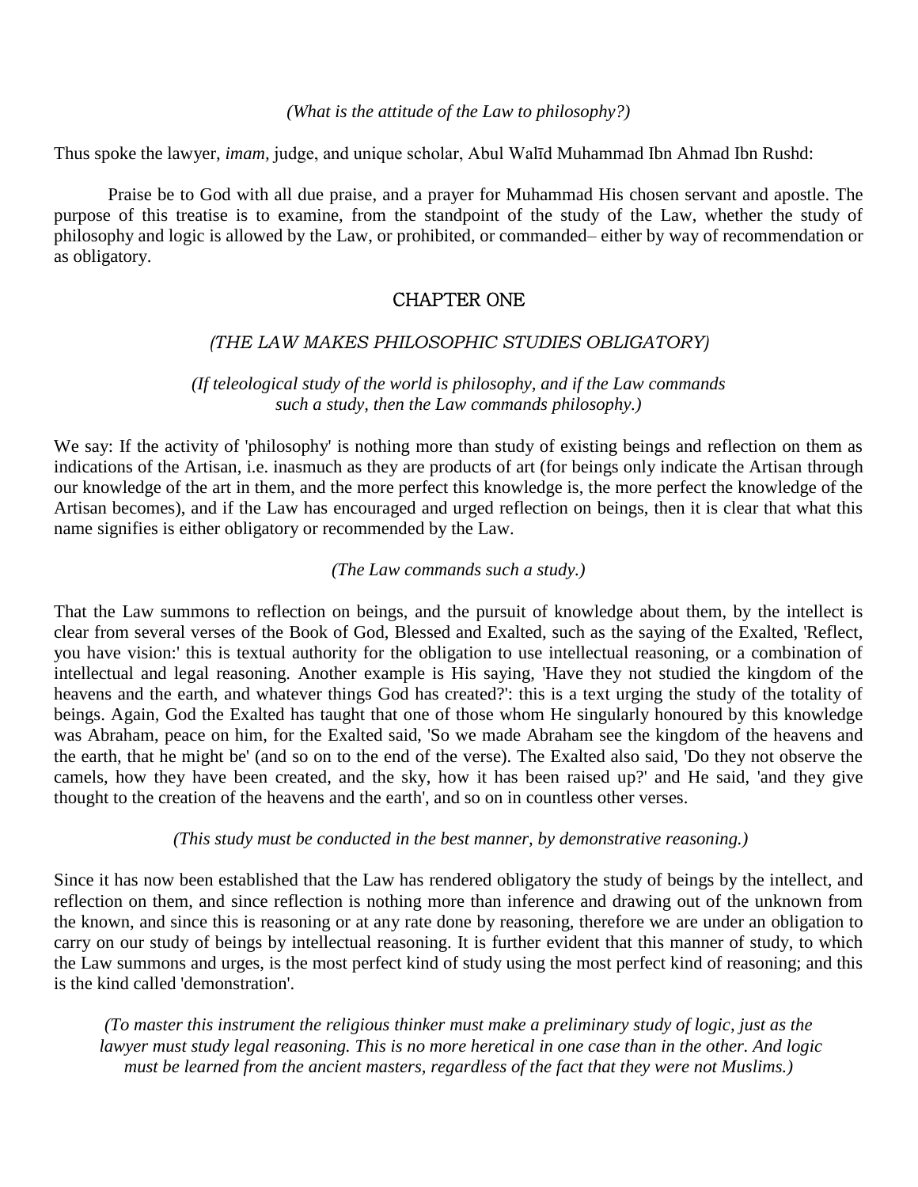*(What is the attitude of the Law to philosophy?)*

Thus spoke the lawyer, *imam*, judge, and unique scholar, Abul Walīd Muhammad Ibn Ahmad Ibn Rushd:

Praise be to God with all due praise, and a prayer for Muhammad His chosen servant and apostle. The purpose of this treatise is to examine, from the standpoint of the study of the Law, whether the study of philosophy and logic is allowed by the Law, or prohibited, or commanded– either by way of recommendation or as obligatory.

## CHAPTER ONE

### *(THE LAW MAKES PHILOSOPHIC STUDIES OBLIGATORY)*

*(If teleological study of the world is philosophy, and if the Law commands such a study, then the Law commands philosophy.)*

We say: If the activity of 'philosophy' is nothing more than study of existing beings and reflection on them as indications of the Artisan, i.e. inasmuch as they are products of art (for beings only indicate the Artisan through our knowledge of the art in them, and the more perfect this knowledge is, the more perfect the knowledge of the Artisan becomes), and if the Law has encouraged and urged reflection on beings, then it is clear that what this name signifies is either obligatory or recommended by the Law.

*(The Law commands such a study.)*

That the Law summons to reflection on beings, and the pursuit of knowledge about them, by the intellect is clear from several verses of the Book of God, Blessed and Exalted, such as the saying of the Exalted, 'Reflect, you have vision:' this is textual authority for the obligation to use intellectual reasoning, or a combination of intellectual and legal reasoning. Another example is His saying, 'Have they not studied the kingdom of the heavens and the earth, and whatever things God has created?': this is a text urging the study of the totality of beings. Again, God the Exalted has taught that one of those whom He singularly honoured by this knowledge was Abraham, peace on him, for the Exalted said, 'So we made Abraham see the kingdom of the heavens and the earth, that he might be' (and so on to the end of the verse). The Exalted also said, 'Do they not observe the camels, how they have been created, and the sky, how it has been raised up?' and He said, 'and they give thought to the creation of the heavens and the earth', and so on in countless other verses.

*(This study must be conducted in the best manner, by demonstrative reasoning.)*

Since it has now been established that the Law has rendered obligatory the study of beings by the intellect, and reflection on them, and since reflection is nothing more than inference and drawing out of the unknown from the known, and since this is reasoning or at any rate done by reasoning, therefore we are under an obligation to carry on our study of beings by intellectual reasoning. It is further evident that this manner of study, to which the Law summons and urges, is the most perfect kind of study using the most perfect kind of reasoning; and this is the kind called 'demonstration'.

*(To master this instrument the religious thinker must make a preliminary study of logic, just as the lawyer must study legal reasoning. This is no more heretical in one case than in the other. And logic must be learned from the ancient masters, regardless of the fact that they were not Muslims.)*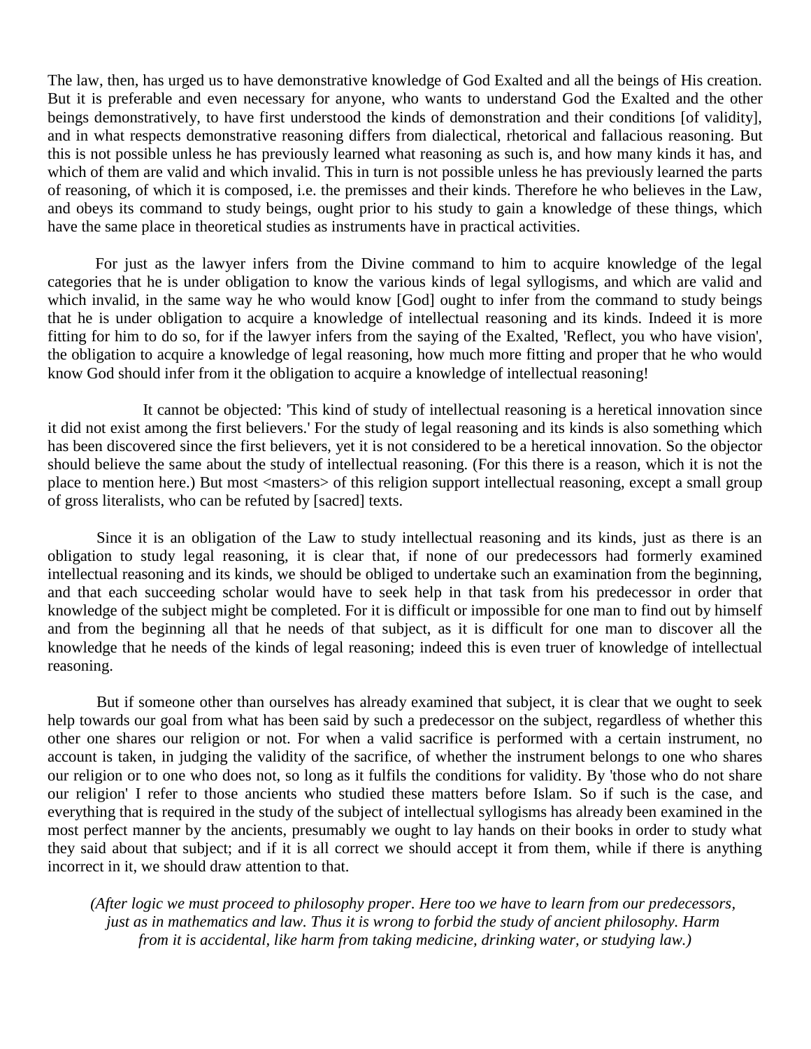The law, then, has urged us to have demonstrative knowledge of God Exalted and all the beings of His creation. But it is preferable and even necessary for anyone, who wants to understand God the Exalted and the other beings demonstratively, to have first understood the kinds of demonstration and their conditions [of validity], and in what respects demonstrative reasoning differs from dialectical, rhetorical and fallacious reasoning. But this is not possible unless he has previously learned what reasoning as such is, and how many kinds it has, and which of them are valid and which invalid. This in turn is not possible unless he has previously learned the parts of reasoning, of which it is composed, i.e. the premisses and their kinds. Therefore he who believes in the Law, and obeys its command to study beings, ought prior to his study to gain a knowledge of these things, which have the same place in theoretical studies as instruments have in practical activities.

For just as the lawyer infers from the Divine command to him to acquire knowledge of the legal categories that he is under obligation to know the various kinds of legal syllogisms, and which are valid and which invalid, in the same way he who would know [God] ought to infer from the command to study beings that he is under obligation to acquire a knowledge of intellectual reasoning and its kinds. Indeed it is more fitting for him to do so, for if the lawyer infers from the saying of the Exalted, 'Reflect, you who have vision', the obligation to acquire a knowledge of legal reasoning, how much more fitting and proper that he who would know God should infer from it the obligation to acquire a knowledge of intellectual reasoning!

It cannot be objected: 'This kind of study of intellectual reasoning is a heretical innovation since it did not exist among the first believers.' For the study of legal reasoning and its kinds is also something which has been discovered since the first believers, yet it is not considered to be a heretical innovation. So the objector should believe the same about the study of intellectual reasoning. (For this there is a reason, which it is not the place to mention here.) But most <masters> of this religion support intellectual reasoning, except a small group of gross literalists, who can be refuted by [sacred] texts.

Since it is an obligation of the Law to study intellectual reasoning and its kinds, just as there is an obligation to study legal reasoning, it is clear that, if none of our predecessors had formerly examined intellectual reasoning and its kinds, we should be obliged to undertake such an examination from the beginning, and that each succeeding scholar would have to seek help in that task from his predecessor in order that knowledge of the subject might be completed. For it is difficult or impossible for one man to find out by himself and from the beginning all that he needs of that subject, as it is difficult for one man to discover all the knowledge that he needs of the kinds of legal reasoning; indeed this is even truer of knowledge of intellectual reasoning.

But if someone other than ourselves has already examined that subject, it is clear that we ought to seek help towards our goal from what has been said by such a predecessor on the subject, regardless of whether this other one shares our religion or not. For when a valid sacrifice is performed with a certain instrument, no account is taken, in judging the validity of the sacrifice, of whether the instrument belongs to one who shares our religion or to one who does not, so long as it fulfils the conditions for validity. By 'those who do not share our religion' I refer to those ancients who studied these matters before Islam. So if such is the case, and everything that is required in the study of the subject of intellectual syllogisms has already been examined in the most perfect manner by the ancients, presumably we ought to lay hands on their books in order to study what they said about that subject; and if it is all correct we should accept it from them, while if there is anything incorrect in it, we should draw attention to that.

*(After logic we must proceed to philosophy proper. Here too we have to learn from our predecessors, just as in mathematics and law. Thus it is wrong to forbid the study of ancient philosophy. Harm from it is accidental, like harm from taking medicine, drinking water, or studying law.)*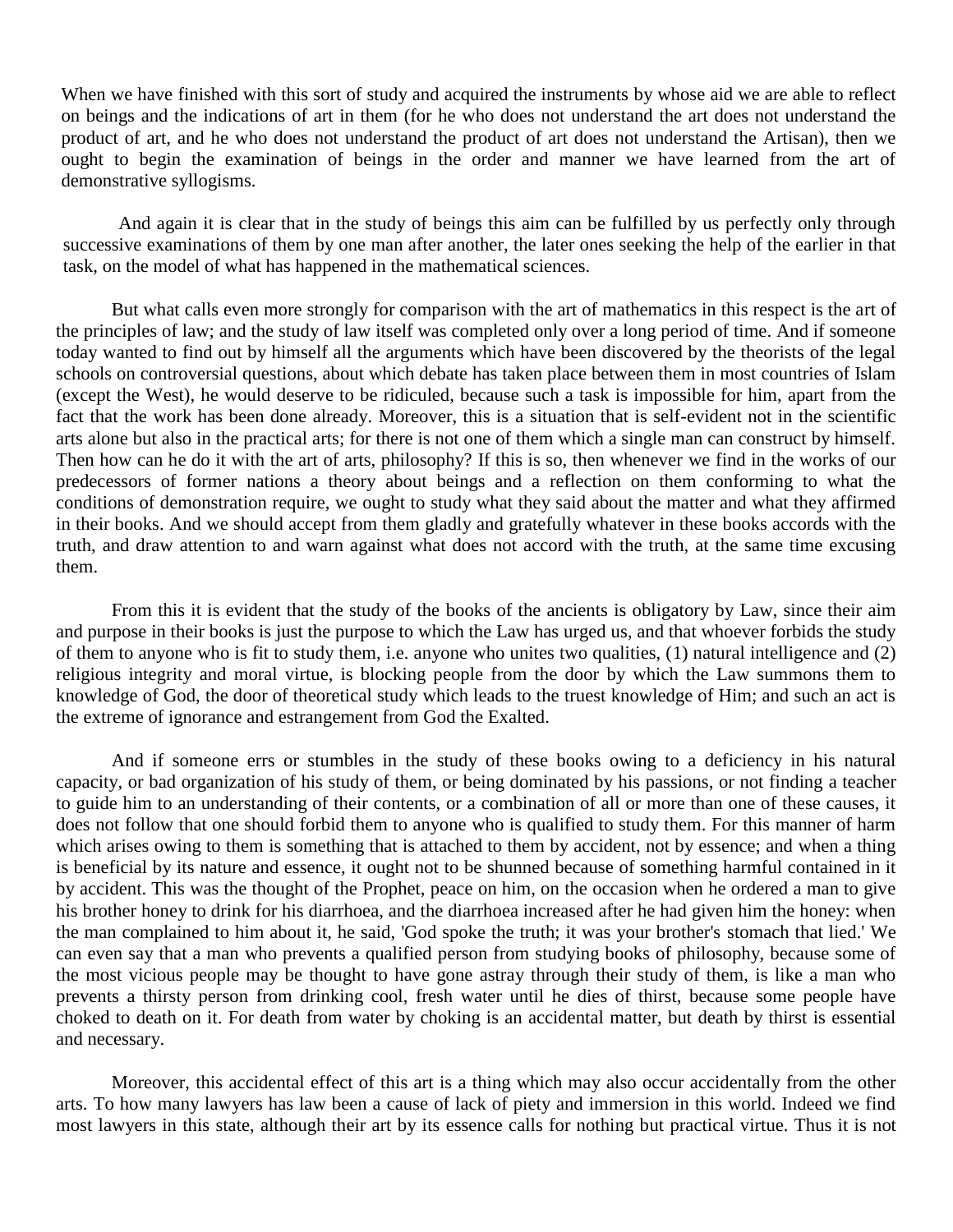When we have finished with this sort of study and acquired the instruments by whose aid we are able to reflect on beings and the indications of art in them (for he who does not understand the art does not understand the product of art, and he who does not understand the product of art does not understand the Artisan), then we ought to begin the examination of beings in the order and manner we have learned from the art of demonstrative syllogisms.

And again it is clear that in the study of beings this aim can be fulfilled by us perfectly only through successive examinations of them by one man after another, the later ones seeking the help of the earlier in that task, on the model of what has happened in the mathematical sciences.

But what calls even more strongly for comparison with the art of mathematics in this respect is the art of the principles of law; and the study of law itself was completed only over a long period of time. And if someone today wanted to find out by himself all the arguments which have been discovered by the theorists of the legal schools on controversial questions, about which debate has taken place between them in most countries of Islam (except the West), he would deserve to be ridiculed, because such a task is impossible for him, apart from the fact that the work has been done already. Moreover, this is a situation that is self-evident not in the scientific arts alone but also in the practical arts; for there is not one of them which a single man can construct by himself. Then how can he do it with the art of arts, philosophy? If this is so, then whenever we find in the works of our predecessors of former nations a theory about beings and a reflection on them conforming to what the conditions of demonstration require, we ought to study what they said about the matter and what they affirmed in their books. And we should accept from them gladly and gratefully whatever in these books accords with the truth, and draw attention to and warn against what does not accord with the truth, at the same time excusing them.

From this it is evident that the study of the books of the ancients is obligatory by Law, since their aim and purpose in their books is just the purpose to which the Law has urged us, and that whoever forbids the study of them to anyone who is fit to study them, i.e. anyone who unites two qualities, (1) natural intelligence and (2) religious integrity and moral virtue, is blocking people from the door by which the Law summons them to knowledge of God, the door of theoretical study which leads to the truest knowledge of Him; and such an act is the extreme of ignorance and estrangement from God the Exalted.

And if someone errs or stumbles in the study of these books owing to a deficiency in his natural capacity, or bad organization of his study of them, or being dominated by his passions, or not finding a teacher to guide him to an understanding of their contents, or a combination of all or more than one of these causes, it does not follow that one should forbid them to anyone who is qualified to study them. For this manner of harm which arises owing to them is something that is attached to them by accident, not by essence; and when a thing is beneficial by its nature and essence, it ought not to be shunned because of something harmful contained in it by accident. This was the thought of the Prophet, peace on him, on the occasion when he ordered a man to give his brother honey to drink for his diarrhoea, and the diarrhoea increased after he had given him the honey: when the man complained to him about it, he said, 'God spoke the truth; it was your brother's stomach that lied.' We can even say that a man who prevents a qualified person from studying books of philosophy, because some of the most vicious people may be thought to have gone astray through their study of them, is like a man who prevents a thirsty person from drinking cool, fresh water until he dies of thirst, because some people have choked to death on it. For death from water by choking is an accidental matter, but death by thirst is essential and necessary.

Moreover, this accidental effect of this art is a thing which may also occur accidentally from the other arts. To how many lawyers has law been a cause of lack of piety and immersion in this world. Indeed we find most lawyers in this state, although their art by its essence calls for nothing but practical virtue. Thus it is not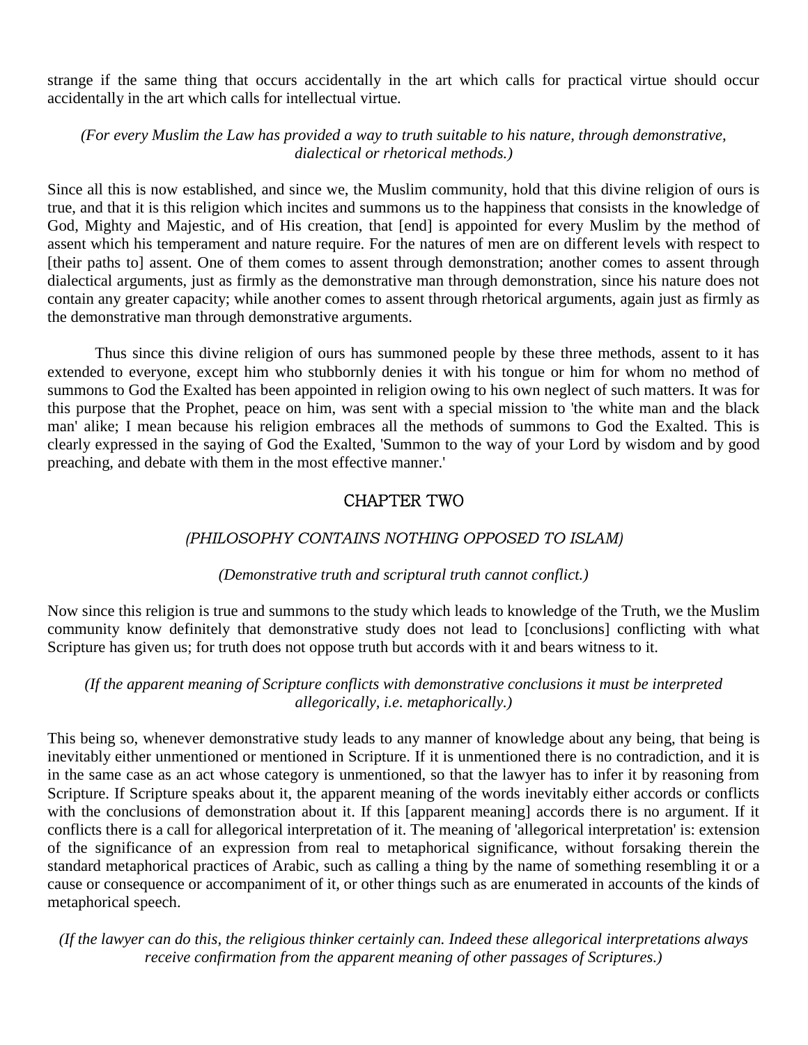strange if the same thing that occurs accidentally in the art which calls for practical virtue should occur accidentally in the art which calls for intellectual virtue.

*(For every Muslim the Law has provided a way to truth suitable to his nature, through demonstrative, dialectical or rhetorical methods.)*

Since all this is now established, and since we, the Muslim community, hold that this divine religion of ours is true, and that it is this religion which incites and summons us to the happiness that consists in the knowledge of God, Mighty and Majestic, and of His creation, that [end] is appointed for every Muslim by the method of assent which his temperament and nature require. For the natures of men are on different levels with respect to [their paths to] assent. One of them comes to assent through demonstration; another comes to assent through dialectical arguments, just as firmly as the demonstrative man through demonstration, since his nature does not contain any greater capacity; while another comes to assent through rhetorical arguments, again just as firmly as the demonstrative man through demonstrative arguments.

Thus since this divine religion of ours has summoned people by these three methods, assent to it has extended to everyone, except him who stubbornly denies it with his tongue or him for whom no method of summons to God the Exalted has been appointed in religion owing to his own neglect of such matters. It was for this purpose that the Prophet, peace on him, was sent with a special mission to 'the white man and the black man' alike; I mean because his religion embraces all the methods of summons to God the Exalted. This is clearly expressed in the saying of God the Exalted, 'Summon to the way of your Lord by wisdom and by good preaching, and debate with them in the most effective manner.'

## CHAPTER TWO

### *(PHILOSOPHY CONTAINS NOTHING OPPOSED TO ISLAM)*

*(Demonstrative truth and scriptural truth cannot conflict.)*

Now since this religion is true and summons to the study which leads to knowledge of the Truth, we the Muslim community know definitely that demonstrative study does not lead to [conclusions] conflicting with what Scripture has given us; for truth does not oppose truth but accords with it and bears witness to it.

*(If the apparent meaning of Scripture conflicts with demonstrative conclusions it must be interpreted allegorically, i.e. metaphorically.)*

This being so, whenever demonstrative study leads to any manner of knowledge about any being, that being is inevitably either unmentioned or mentioned in Scripture. If it is unmentioned there is no contradiction, and it is in the same case as an act whose category is unmentioned, so that the lawyer has to infer it by reasoning from Scripture. If Scripture speaks about it, the apparent meaning of the words inevitably either accords or conflicts with the conclusions of demonstration about it. If this [apparent meaning] accords there is no argument. If it conflicts there is a call for allegorical interpretation of it. The meaning of 'allegorical interpretation' is: extension of the significance of an expression from real to metaphorical significance, without forsaking therein the standard metaphorical practices of Arabic, such as calling a thing by the name of something resembling it or a cause or consequence or accompaniment of it, or other things such as are enumerated in accounts of the kinds of metaphorical speech.

*(If the lawyer can do this, the religious thinker certainly can. Indeed these allegorical interpretations always receive confirmation from the apparent meaning of other passages of Scriptures.)*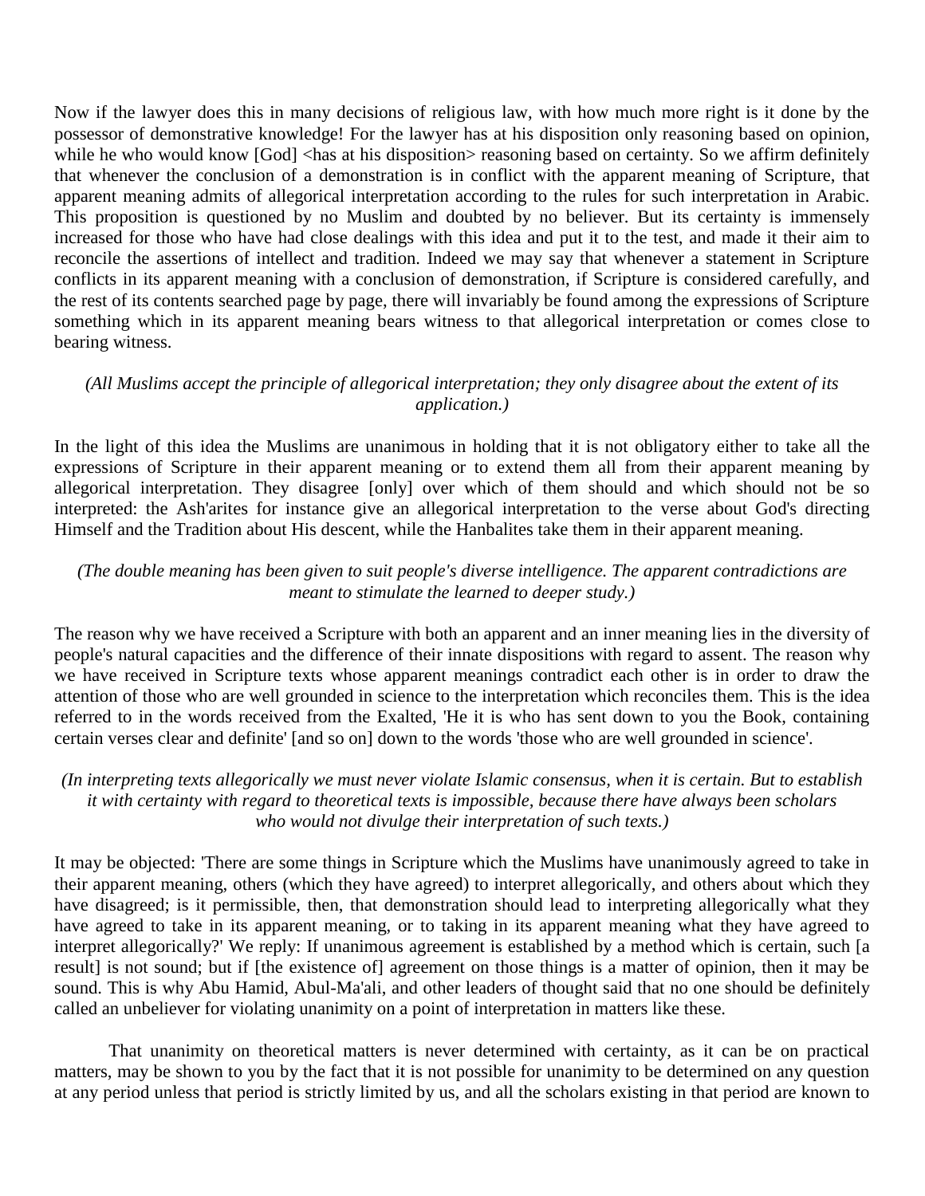Now if the lawyer does this in many decisions of religious law, with how much more right is it done by the possessor of demonstrative knowledge! For the lawyer has at his disposition only reasoning based on opinion, while he who would know [God] <has at his disposition> reasoning based on certainty. So we affirm definitely that whenever the conclusion of a demonstration is in conflict with the apparent meaning of Scripture, that apparent meaning admits of allegorical interpretation according to the rules for such interpretation in Arabic. This proposition is questioned by no Muslim and doubted by no believer. But its certainty is immensely increased for those who have had close dealings with this idea and put it to the test, and made it their aim to reconcile the assertions of intellect and tradition. Indeed we may say that whenever a statement in Scripture conflicts in its apparent meaning with a conclusion of demonstration, if Scripture is considered carefully, and the rest of its contents searched page by page, there will invariably be found among the expressions of Scripture something which in its apparent meaning bears witness to that allegorical interpretation or comes close to bearing witness.

*(All Muslims accept the principle of allegorical interpretation; they only disagree about the extent of its application.)*

In the light of this idea the Muslims are unanimous in holding that it is not obligatory either to take all the expressions of Scripture in their apparent meaning or to extend them all from their apparent meaning by allegorical interpretation. They disagree [only] over which of them should and which should not be so interpreted: the Ash'arites for instance give an allegorical interpretation to the verse about God's directing Himself and the Tradition about His descent, while the Hanbalites take them in their apparent meaning.

*(The double meaning has been given to suit people's diverse intelligence. The apparent contradictions are meant to stimulate the learned to deeper study.)*

The reason why we have received a Scripture with both an apparent and an inner meaning lies in the diversity of people's natural capacities and the difference of their innate dispositions with regard to assent. The reason why we have received in Scripture texts whose apparent meanings contradict each other is in order to draw the attention of those who are well grounded in science to the interpretation which reconciles them. This is the idea referred to in the words received from the Exalted, 'He it is who has sent down to you the Book, containing certain verses clear and definite' [and so on] down to the words 'those who are well grounded in science'.

*(In interpreting texts allegorically we must never violate Islamic consensus, when it is certain. But to establish it with certainty with regard to theoretical texts is impossible, because there have always been scholars who would not divulge their interpretation of such texts.)*

It may be objected: 'There are some things in Scripture which the Muslims have unanimously agreed to take in their apparent meaning, others (which they have agreed) to interpret allegorically, and others about which they have disagreed; is it permissible, then, that demonstration should lead to interpreting allegorically what they have agreed to take in its apparent meaning, or to taking in its apparent meaning what they have agreed to interpret allegorically?' We reply: If unanimous agreement is established by a method which is certain, such [a result] is not sound; but if [the existence of] agreement on those things is a matter of opinion, then it may be sound. This is why Abu Hamid, Abul-Ma'ali, and other leaders of thought said that no one should be definitely called an unbeliever for violating unanimity on a point of interpretation in matters like these.

That unanimity on theoretical matters is never determined with certainty, as it can be on practical matters, may be shown to you by the fact that it is not possible for unanimity to be determined on any question at any period unless that period is strictly limited by us, and all the scholars existing in that period are known to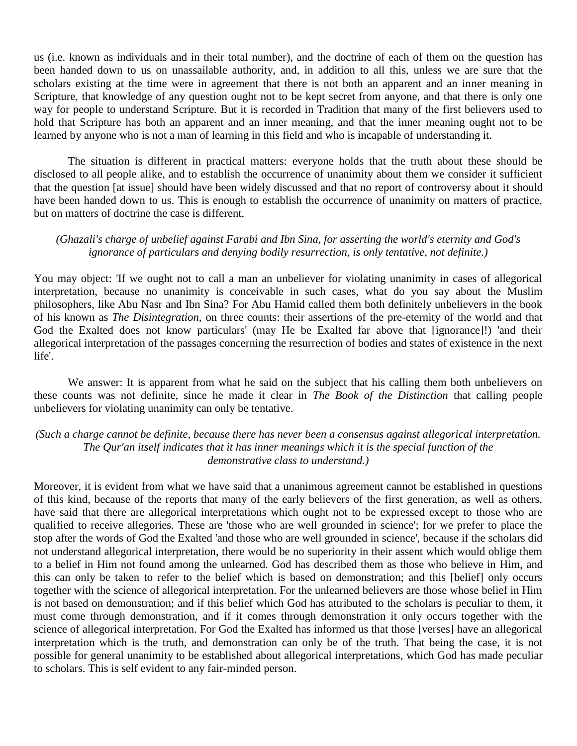us (i.e. known as individuals and in their total number), and the doctrine of each of them on the question has been handed down to us on unassailable authority, and, in addition to all this, unless we are sure that the scholars existing at the time were in agreement that there is not both an apparent and an inner meaning in Scripture, that knowledge of any question ought not to be kept secret from anyone, and that there is only one way for people to understand Scripture. But it is recorded in Tradition that many of the first believers used to hold that Scripture has both an apparent and an inner meaning, and that the inner meaning ought not to be learned by anyone who is not a man of learning in this field and who is incapable of understanding it.

The situation is different in practical matters: everyone holds that the truth about these should be disclosed to all people alike, and to establish the occurrence of unanimity about them we consider it sufficient that the question [at issue] should have been widely discussed and that no report of controversy about it should have been handed down to us. This is enough to establish the occurrence of unanimity on matters of practice, but on matters of doctrine the case is different.

*(Ghazali's charge of unbelief against Farabi and Ibn Sina, for asserting the world's eternity and God's ignorance of particulars and denying bodily resurrection, is only tentative, not definite.)*

You may object: 'If we ought not to call a man an unbeliever for violating unanimity in cases of allegorical interpretation, because no unanimity is conceivable in such cases, what do you say about the Muslim philosophers, like Abu Nasr and Ibn Sina? For Abu Hamid called them both definitely unbelievers in the book of his known as *The Disintegration*, on three counts: their assertions of the pre-eternity of the world and that God the Exalted does not know particulars' (may He be Exalted far above that [ignorance]!) 'and their allegorical interpretation of the passages concerning the resurrection of bodies and states of existence in the next life'.

We answer: It is apparent from what he said on the subject that his calling them both unbelievers on these counts was not definite, since he made it clear in *The Book of the Distinction* that calling people unbelievers for violating unanimity can only be tentative.

*(Such a charge cannot be definite, because there has never been a consensus against allegorical interpretation. The Qur'an itself indicates that it has inner meanings which it is the special function of the demonstrative class to understand.)*

Moreover, it is evident from what we have said that a unanimous agreement cannot be established in questions of this kind, because of the reports that many of the early believers of the first generation, as well as others, have said that there are allegorical interpretations which ought not to be expressed except to those who are qualified to receive allegories. These are 'those who are well grounded in science'; for we prefer to place the stop after the words of God the Exalted 'and those who are well grounded in science', because if the scholars did not understand allegorical interpretation, there would be no superiority in their assent which would oblige them to a belief in Him not found among the unlearned. God has described them as those who believe in Him, and this can only be taken to refer to the belief which is based on demonstration; and this [belief] only occurs together with the science of allegorical interpretation. For the unlearned believers are those whose belief in Him is not based on demonstration; and if this belief which God has attributed to the scholars is peculiar to them, it must come through demonstration, and if it comes through demonstration it only occurs together with the science of allegorical interpretation. For God the Exalted has informed us that those [verses] have an allegorical interpretation which is the truth, and demonstration can only be of the truth. That being the case, it is not possible for general unanimity to be established about allegorical interpretations, which God has made peculiar to scholars. This is self evident to any fair-minded person.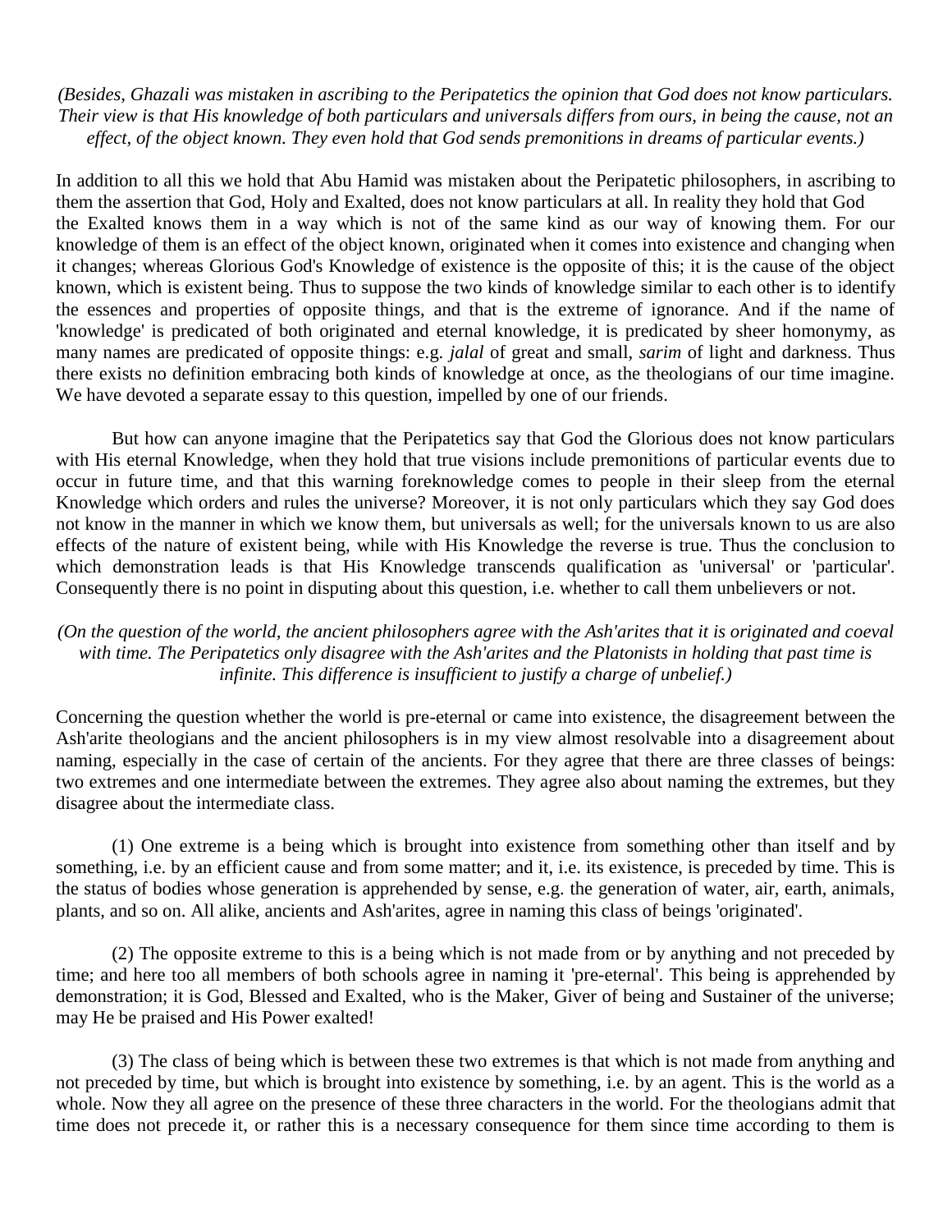*(Besides, Ghazali was mistaken in ascribing to the Peripatetics the opinion that God does not know particulars. Their view is that His knowledge of both particulars and universals differs from ours, in being the cause, not an effect, of the object known. They even hold that God sends premonitions in dreams of particular events.)*

In addition to all this we hold that Abu Hamid was mistaken about the Peripatetic philosophers, in ascribing to them the assertion that God, Holy and Exalted, does not know particulars at all. In reality they hold that God the Exalted knows them in a way which is not of the same kind as our way of knowing them. For our knowledge of them is an effect of the object known, originated when it comes into existence and changing when it changes; whereas Glorious God's Knowledge of existence is the opposite of this; it is the cause of the object known, which is existent being. Thus to suppose the two kinds of knowledge similar to each other is to identify the essences and properties of opposite things, and that is the extreme of ignorance. And if the name of 'knowledge' is predicated of both originated and eternal knowledge, it is predicated by sheer homonymy, as many names are predicated of opposite things: e.g. *jalal* of great and small, *sarim* of light and darkness. Thus there exists no definition embracing both kinds of knowledge at once, as the theologians of our time imagine. We have devoted a separate essay to this question, impelled by one of our friends.

But how can anyone imagine that the Peripatetics say that God the Glorious does not know particulars with His eternal Knowledge, when they hold that true visions include premonitions of particular events due to occur in future time, and that this warning foreknowledge comes to people in their sleep from the eternal Knowledge which orders and rules the universe? Moreover, it is not only particulars which they say God does not know in the manner in which we know them, but universals as well; for the universals known to us are also effects of the nature of existent being, while with His Knowledge the reverse is true. Thus the conclusion to which demonstration leads is that His Knowledge transcends qualification as 'universal' or 'particular'. Consequently there is no point in disputing about this question, i.e. whether to call them unbelievers or not.

*(On the question of the world, the ancient philosophers agree with the Ash'arites that it is originated and coeval with time. The Peripatetics only disagree with the Ash'arites and the Platonists in holding that past time is infinite. This difference is insufficient to justify a charge of unbelief.)*

Concerning the question whether the world is pre-eternal or came into existence, the disagreement between the Ash'arite theologians and the ancient philosophers is in my view almost resolvable into a disagreement about naming, especially in the case of certain of the ancients. For they agree that there are three classes of beings: two extremes and one intermediate between the extremes. They agree also about naming the extremes, but they disagree about the intermediate class.

(1) One extreme is a being which is brought into existence from something other than itself and by something, i.e. by an efficient cause and from some matter; and it, i.e. its existence, is preceded by time. This is the status of bodies whose generation is apprehended by sense, e.g. the generation of water, air, earth, animals, plants, and so on. All alike, ancients and Ash'arites, agree in naming this class of beings 'originated'.

(2) The opposite extreme to this is a being which is not made from or by anything and not preceded by time; and here too all members of both schools agree in naming it 'pre-eternal'. This being is apprehended by demonstration; it is God, Blessed and Exalted, who is the Maker, Giver of being and Sustainer of the universe; may He be praised and His Power exalted!

(3) The class of being which is between these two extremes is that which is not made from anything and not preceded by time, but which is brought into existence by something, i.e. by an agent. This is the world as a whole. Now they all agree on the presence of these three characters in the world. For the theologians admit that time does not precede it, or rather this is a necessary consequence for them since time according to them is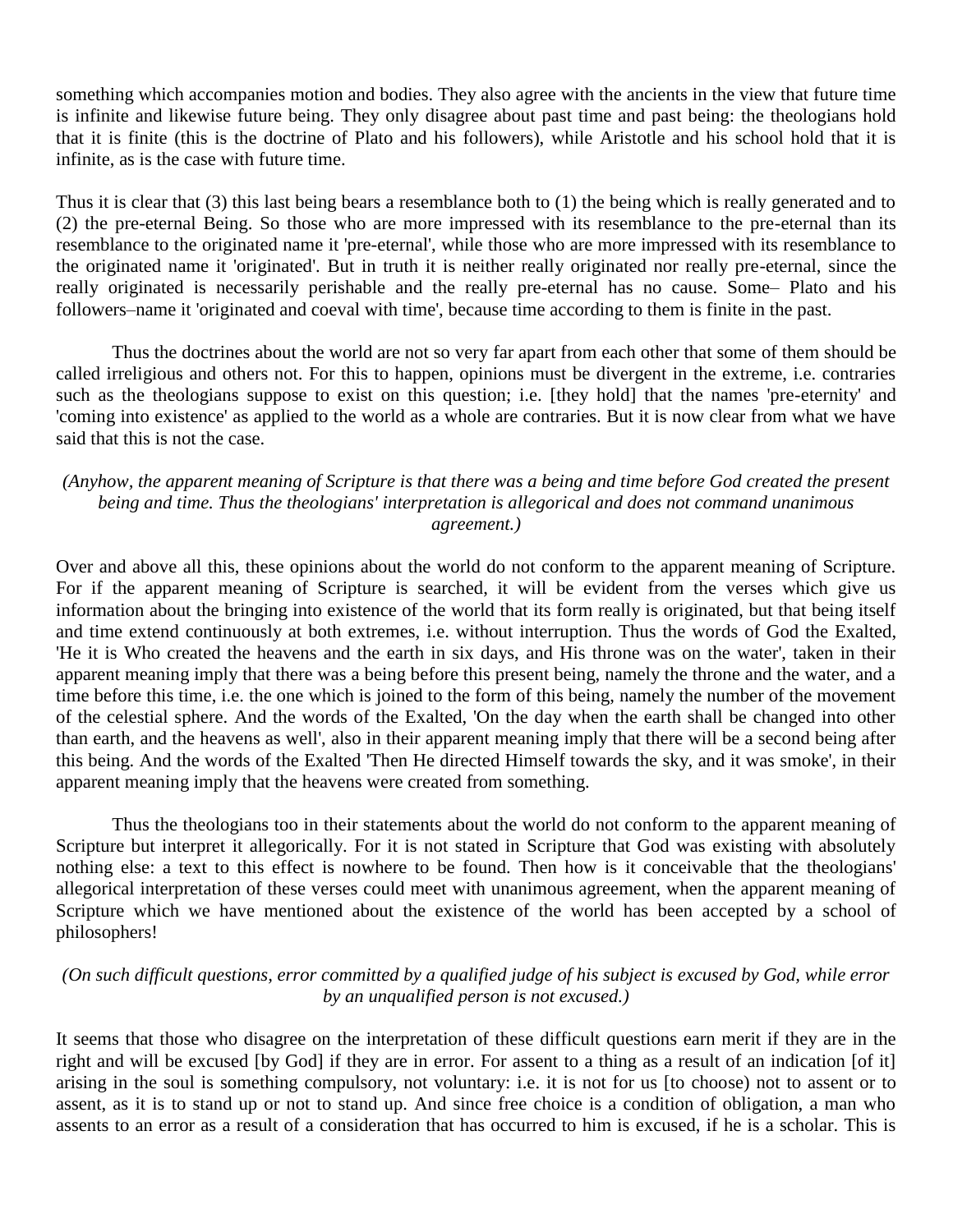something which accompanies motion and bodies. They also agree with the ancients in the view that future time is infinite and likewise future being. They only disagree about past time and past being: the theologians hold that it is finite (this is the doctrine of Plato and his followers), while Aristotle and his school hold that it is infinite, as is the case with future time.

Thus it is clear that (3) this last being bears a resemblance both to (1) the being which is really generated and to (2) the pre-eternal Being. So those who are more impressed with its resemblance to the pre-eternal than its resemblance to the originated name it 'pre-eternal', while those who are more impressed with its resemblance to the originated name it 'originated'. But in truth it is neither really originated nor really pre-eternal, since the really originated is necessarily perishable and the really pre-eternal has no cause. Some– Plato and his followers–name it 'originated and coeval with time', because time according to them is finite in the past.

Thus the doctrines about the world are not so very far apart from each other that some of them should be called irreligious and others not. For this to happen, opinions must be divergent in the extreme, i.e. contraries such as the theologians suppose to exist on this question; i.e. [they hold] that the names 'pre-eternity' and 'coming into existence' as applied to the world as a whole are contraries. But it is now clear from what we have said that this is not the case.

*(Anyhow, the apparent meaning of Scripture is that there was a being and time before God created the present being and time. Thus the theologians' interpretation is allegorical and does not command unanimous agreement.)*

Over and above all this, these opinions about the world do not conform to the apparent meaning of Scripture. For if the apparent meaning of Scripture is searched, it will be evident from the verses which give us information about the bringing into existence of the world that its form really is originated, but that being itself and time extend continuously at both extremes, i.e. without interruption. Thus the words of God the Exalted, 'He it is Who created the heavens and the earth in six days, and His throne was on the water', taken in their apparent meaning imply that there was a being before this present being, namely the throne and the water, and a time before this time, i.e. the one which is joined to the form of this being, namely the number of the movement of the celestial sphere. And the words of the Exalted, 'On the day when the earth shall be changed into other than earth, and the heavens as well', also in their apparent meaning imply that there will be a second being after this being. And the words of the Exalted 'Then He directed Himself towards the sky, and it was smoke', in their apparent meaning imply that the heavens were created from something.

Thus the theologians too in their statements about the world do not conform to the apparent meaning of Scripture but interpret it allegorically. For it is not stated in Scripture that God was existing with absolutely nothing else: a text to this effect is nowhere to be found. Then how is it conceivable that the theologians' allegorical interpretation of these verses could meet with unanimous agreement, when the apparent meaning of Scripture which we have mentioned about the existence of the world has been accepted by a school of philosophers!

*(On such difficult questions, error committed by a qualified judge of his subject is excused by God, while error by an unqualified person is not excused.)*

It seems that those who disagree on the interpretation of these difficult questions earn merit if they are in the right and will be excused [by God] if they are in error. For assent to a thing as a result of an indication [of it] arising in the soul is something compulsory, not voluntary: i.e. it is not for us [to choose) not to assent or to assent, as it is to stand up or not to stand up. And since free choice is a condition of obligation, a man who assents to an error as a result of a consideration that has occurred to him is excused, if he is a scholar. This is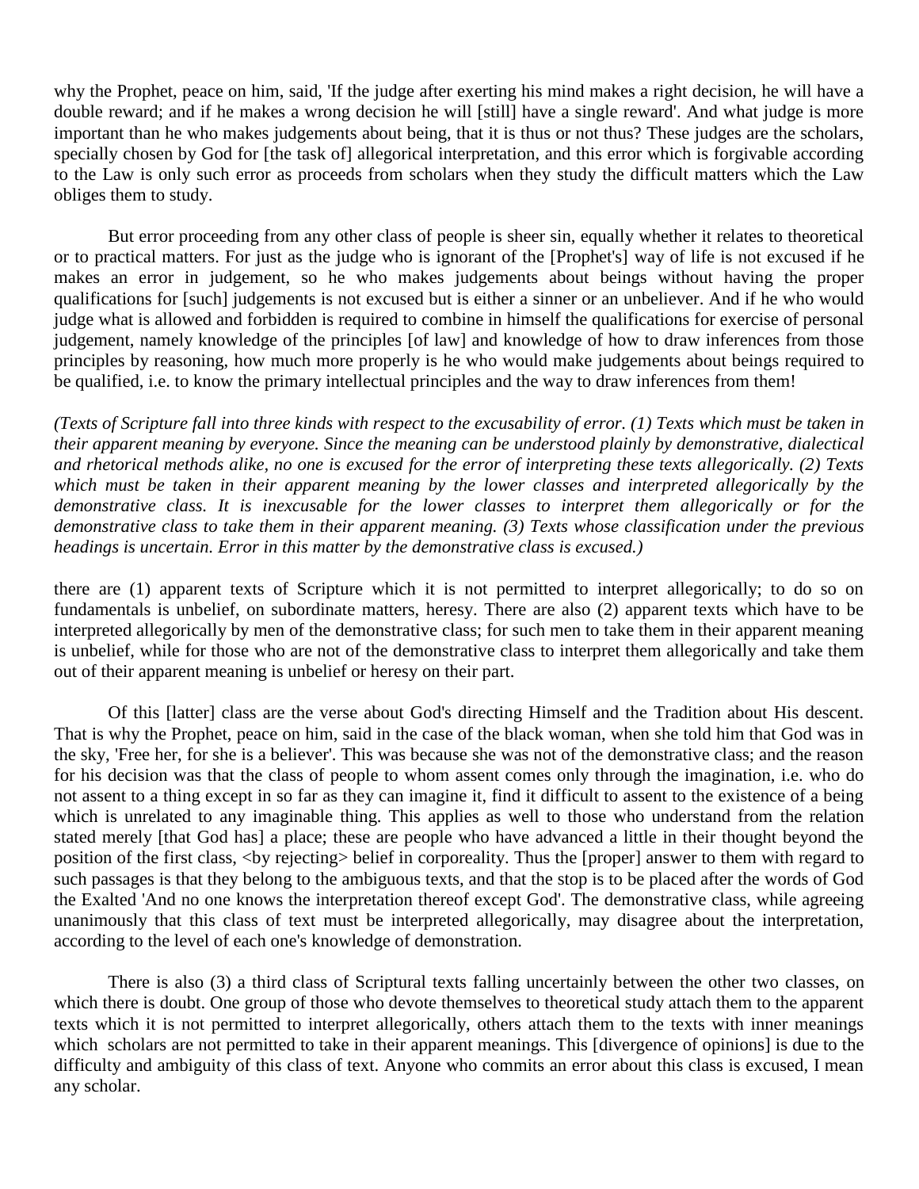why the Prophet, peace on him, said, 'If the judge after exerting his mind makes a right decision, he will have a double reward; and if he makes a wrong decision he will [still] have a single reward'. And what judge is more important than he who makes judgements about being, that it is thus or not thus? These judges are the scholars, specially chosen by God for [the task of] allegorical interpretation, and this error which is forgivable according to the Law is only such error as proceeds from scholars when they study the difficult matters which the Law obliges them to study.

But error proceeding from any other class of people is sheer sin, equally whether it relates to theoretical or to practical matters. For just as the judge who is ignorant of the [Prophet's] way of life is not excused if he makes an error in judgement, so he who makes judgements about beings without having the proper qualifications for [such] judgements is not excused but is either a sinner or an unbeliever. And if he who would judge what is allowed and forbidden is required to combine in himself the qualifications for exercise of personal judgement, namely knowledge of the principles [of law] and knowledge of how to draw inferences from those principles by reasoning, how much more properly is he who would make judgements about beings required to be qualified, i.e. to know the primary intellectual principles and the way to draw inferences from them!

*(Texts of Scripture fall into three kinds with respect to the excusability of error. (1) Texts which must be taken in their apparent meaning by everyone. Since the meaning can be understood plainly by demonstrative, dialectical and rhetorical methods alike, no one is excused for the error of interpreting these texts allegorically. (2) Texts which must be taken in their apparent meaning by the lower classes and interpreted allegorically by the demonstrative class. It is inexcusable for the lower classes to interpret them allegorically or for the demonstrative class to take them in their apparent meaning. (3) Texts whose classification under the previous headings is uncertain. Error in this matter by the demonstrative class is excused.)*

there are (1) apparent texts of Scripture which it is not permitted to interpret allegorically; to do so on fundamentals is unbelief, on subordinate matters, heresy. There are also (2) apparent texts which have to be interpreted allegorically by men of the demonstrative class; for such men to take them in their apparent meaning is unbelief, while for those who are not of the demonstrative class to interpret them allegorically and take them out of their apparent meaning is unbelief or heresy on their part.

Of this [latter] class are the verse about God's directing Himself and the Tradition about His descent. That is why the Prophet, peace on him, said in the case of the black woman, when she told him that God was in the sky, 'Free her, for she is a believer'. This was because she was not of the demonstrative class; and the reason for his decision was that the class of people to whom assent comes only through the imagination, i.e. who do not assent to a thing except in so far as they can imagine it, find it difficult to assent to the existence of a being which is unrelated to any imaginable thing. This applies as well to those who understand from the relation stated merely [that God has] a place; these are people who have advanced a little in their thought beyond the position of the first class, <by rejecting> belief in corporeality. Thus the [proper] answer to them with regard to such passages is that they belong to the ambiguous texts, and that the stop is to be placed after the words of God the Exalted 'And no one knows the interpretation thereof except God'. The demonstrative class, while agreeing unanimously that this class of text must be interpreted allegorically, may disagree about the interpretation, according to the level of each one's knowledge of demonstration.

There is also (3) a third class of Scriptural texts falling uncertainly between the other two classes, on which there is doubt. One group of those who devote themselves to theoretical study attach them to the apparent texts which it is not permitted to interpret allegorically, others attach them to the texts with inner meanings which scholars are not permitted to take in their apparent meanings. This [divergence of opinions] is due to the difficulty and ambiguity of this class of text. Anyone who commits an error about this class is excused, I mean any scholar.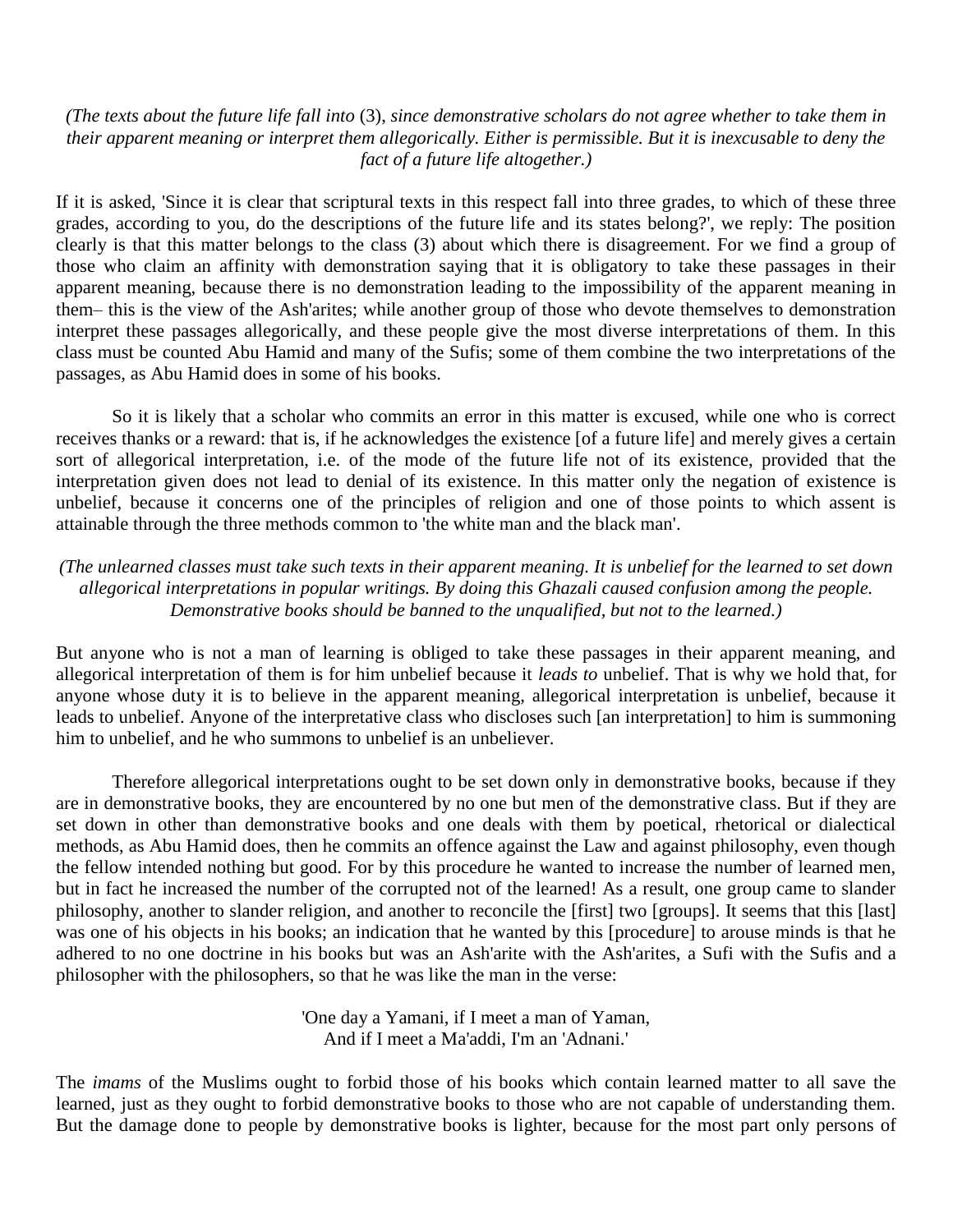*(The texts about the future life fall into* (3)*, since demonstrative scholars do not agree whether to take them in their apparent meaning or interpret them allegorically. Either is permissible. But it is inexcusable to deny the fact of a future life altogether.)*

If it is asked, 'Since it is clear that scriptural texts in this respect fall into three grades, to which of these three grades, according to you, do the descriptions of the future life and its states belong?', we reply: The position clearly is that this matter belongs to the class (3) about which there is disagreement. For we find a group of those who claim an affinity with demonstration saying that it is obligatory to take these passages in their apparent meaning, because there is no demonstration leading to the impossibility of the apparent meaning in them– this is the view of the Ash'arites; while another group of those who devote themselves to demonstration interpret these passages allegorically, and these people give the most diverse interpretations of them. In this class must be counted Abu Hamid and many of the Sufis; some of them combine the two interpretations of the passages, as Abu Hamid does in some of his books.

So it is likely that a scholar who commits an error in this matter is excused, while one who is correct receives thanks or a reward: that is, if he acknowledges the existence [of a future life] and merely gives a certain sort of allegorical interpretation, i.e. of the mode of the future life not of its existence, provided that the interpretation given does not lead to denial of its existence. In this matter only the negation of existence is unbelief, because it concerns one of the principles of religion and one of those points to which assent is attainable through the three methods common to 'the white man and the black man'.

*(The unlearned classes must take such texts in their apparent meaning. It is unbelief for the learned to set down allegorical interpretations in popular writings. By doing this Ghazali caused confusion among the people. Demonstrative books should be banned to the unqualified, but not to the learned.)*

But anyone who is not a man of learning is obliged to take these passages in their apparent meaning, and allegorical interpretation of them is for him unbelief because it *leads to* unbelief. That is why we hold that, for anyone whose duty it is to believe in the apparent meaning, allegorical interpretation is unbelief, because it leads to unbelief. Anyone of the interpretative class who discloses such [an interpretation] to him is summoning him to unbelief, and he who summons to unbelief is an unbeliever.

Therefore allegorical interpretations ought to be set down only in demonstrative books, because if they are in demonstrative books, they are encountered by no one but men of the demonstrative class. But if they are set down in other than demonstrative books and one deals with them by poetical, rhetorical or dialectical methods, as Abu Hamid does, then he commits an offence against the Law and against philosophy, even though the fellow intended nothing but good. For by this procedure he wanted to increase the number of learned men, but in fact he increased the number of the corrupted not of the learned! As a result, one group came to slander philosophy, another to slander religion, and another to reconcile the [first] two [groups]. It seems that this [last] was one of his objects in his books; an indication that he wanted by this [procedure] to arouse minds is that he adhered to no one doctrine in his books but was an Ash'arite with the Ash'arites, a Sufi with the Sufis and a philosopher with the philosophers, so that he was like the man in the verse:

'One day a Yamani, if I meet a man of Yaman,
And if I meet a Ma'addi, I'm an 'Adnani.'

The *imams* of the Muslims ought to forbid those of his books which contain learned matter to all save the learned, just as they ought to forbid demonstrative books to those who are not capable of understanding them. But the damage done to people by demonstrative books is lighter, because for the most part only persons of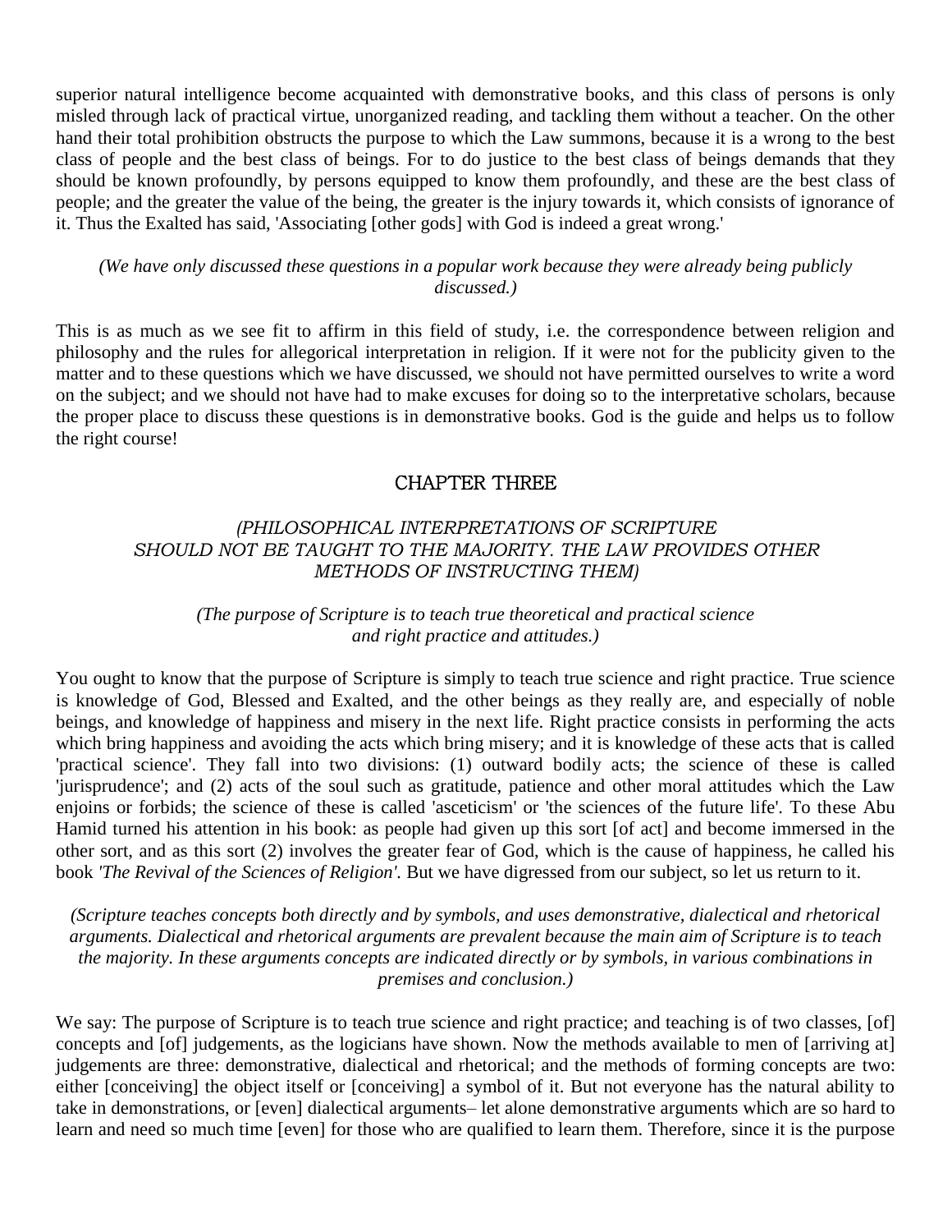superior natural intelligence become acquainted with demonstrative books, and this class of persons is only misled through lack of practical virtue, unorganized reading, and tackling them without a teacher. On the other hand their total prohibition obstructs the purpose to which the Law summons, because it is a wrong to the best class of people and the best class of beings. For to do justice to the best class of beings demands that they should be known profoundly, by persons equipped to know them profoundly, and these are the best class of people; and the greater the value of the being, the greater is the injury towards it, which consists of ignorance of it. Thus the Exalted has said, 'Associating [other gods] with God is indeed a great wrong.'

*(We have only discussed these questions in a popular work because they were already being publicly discussed.)*

This is as much as we see fit to affirm in this field of study, i.e. the correspondence between religion and philosophy and the rules for allegorical interpretation in religion. If it were not for the publicity given to the matter and to these questions which we have discussed, we should not have permitted ourselves to write a word on the subject; and we should not have had to make excuses for doing so to the interpretative scholars, because the proper place to discuss these questions is in demonstrative books. God is the guide and helps us to follow the right course!

## CHAPTER THREE

### *(PHILOSOPHICAL INTERPRETATIONS OF SCRIPTURE SHOULD NOT BE TAUGHT TO THE MAJORITY. THE LAW PROVIDES OTHER METHODS OF INSTRUCTING THEM)*

*(The purpose of Scripture is to teach true theoretical and practical science and right practice and attitudes.)*

You ought to know that the purpose of Scripture is simply to teach true science and right practice. True science is knowledge of God, Blessed and Exalted, and the other beings as they really are, and especially of noble beings, and knowledge of happiness and misery in the next life. Right practice consists in performing the acts which bring happiness and avoiding the acts which bring misery; and it is knowledge of these acts that is called 'practical science'. They fall into two divisions: (1) outward bodily acts; the science of these is called 'jurisprudence'; and (2) acts of the soul such as gratitude, patience and other moral attitudes which the Law enjoins or forbids; the science of these is called 'asceticism' or 'the sciences of the future life'. To these Abu Hamid turned his attention in his book: as people had given up this sort [of act] and become immersed in the other sort, and as this sort (2) involves the greater fear of God, which is the cause of happiness, he called his book *'The Revival of the Sciences of Religion'*. But we have digressed from our subject, so let us return to it.

*(Scripture teaches concepts both directly and by symbols, and uses demonstrative, dialectical and rhetorical arguments. Dialectical and rhetorical arguments are prevalent because the main aim of Scripture is to teach the majority. In these arguments concepts are indicated directly or by symbols, in various combinations in premises and conclusion.)*

We say: The purpose of Scripture is to teach true science and right practice; and teaching is of two classes, [of] concepts and [of] judgements, as the logicians have shown. Now the methods available to men of [arriving at] judgements are three: demonstrative, dialectical and rhetorical; and the methods of forming concepts are two: either [conceiving] the object itself or [conceiving] a symbol of it. But not everyone has the natural ability to take in demonstrations, or [even] dialectical arguments– let alone demonstrative arguments which are so hard to learn and need so much time [even] for those who are qualified to learn them. Therefore, since it is the purpose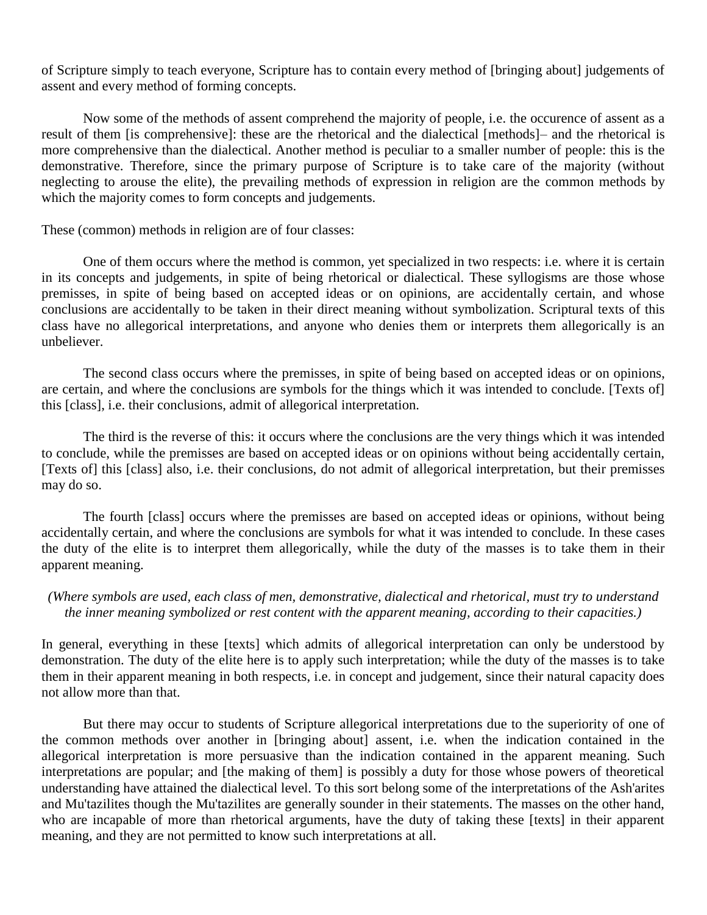of Scripture simply to teach everyone, Scripture has to contain every method of [bringing about] judgements of assent and every method of forming concepts.

Now some of the methods of assent comprehend the majority of people, i.e. the occurence of assent as a result of them [is comprehensive]: these are the rhetorical and the dialectical [methods]– and the rhetorical is more comprehensive than the dialectical. Another method is peculiar to a smaller number of people: this is the demonstrative. Therefore, since the primary purpose of Scripture is to take care of the majority (without neglecting to arouse the elite), the prevailing methods of expression in religion are the common methods by which the majority comes to form concepts and judgements.

These (common) methods in religion are of four classes:

One of them occurs where the method is common, yet specialized in two respects: i.e. where it is certain in its concepts and judgements, in spite of being rhetorical or dialectical. These syllogisms are those whose premisses, in spite of being based on accepted ideas or on opinions, are accidentally certain, and whose conclusions are accidentally to be taken in their direct meaning without symbolization. Scriptural texts of this class have no allegorical interpretations, and anyone who denies them or interprets them allegorically is an unbeliever.

The second class occurs where the premisses, in spite of being based on accepted ideas or on opinions, are certain, and where the conclusions are symbols for the things which it was intended to conclude. [Texts of] this [class], i.e. their conclusions, admit of allegorical interpretation.

The third is the reverse of this: it occurs where the conclusions are the very things which it was intended to conclude, while the premisses are based on accepted ideas or on opinions without being accidentally certain, [Texts of] this [class] also, i.e. their conclusions, do not admit of allegorical interpretation, but their premisses may do so.

The fourth [class] occurs where the premisses are based on accepted ideas or opinions, without being accidentally certain, and where the conclusions are symbols for what it was intended to conclude. In these cases the duty of the elite is to interpret them allegorically, while the duty of the masses is to take them in their apparent meaning.

*(Where symbols are used, each class of men, demonstrative, dialectical and rhetorical, must try to understand the inner meaning symbolized or rest content with the apparent meaning, according to their capacities.)*

In general, everything in these [texts] which admits of allegorical interpretation can only be understood by demonstration. The duty of the elite here is to apply such interpretation; while the duty of the masses is to take them in their apparent meaning in both respects, i.e. in concept and judgement, since their natural capacity does not allow more than that.

But there may occur to students of Scripture allegorical interpretations due to the superiority of one of the common methods over another in [bringing about] assent, i.e. when the indication contained in the allegorical interpretation is more persuasive than the indication contained in the apparent meaning. Such interpretations are popular; and [the making of them] is possibly a duty for those whose powers of theoretical understanding have attained the dialectical level. To this sort belong some of the interpretations of the Ash'arites and Mu'tazilites though the Mu'tazilites are generally sounder in their statements. The masses on the other hand, who are incapable of more than rhetorical arguments, have the duty of taking these [texts] in their apparent meaning, and they are not permitted to know such interpretations at all.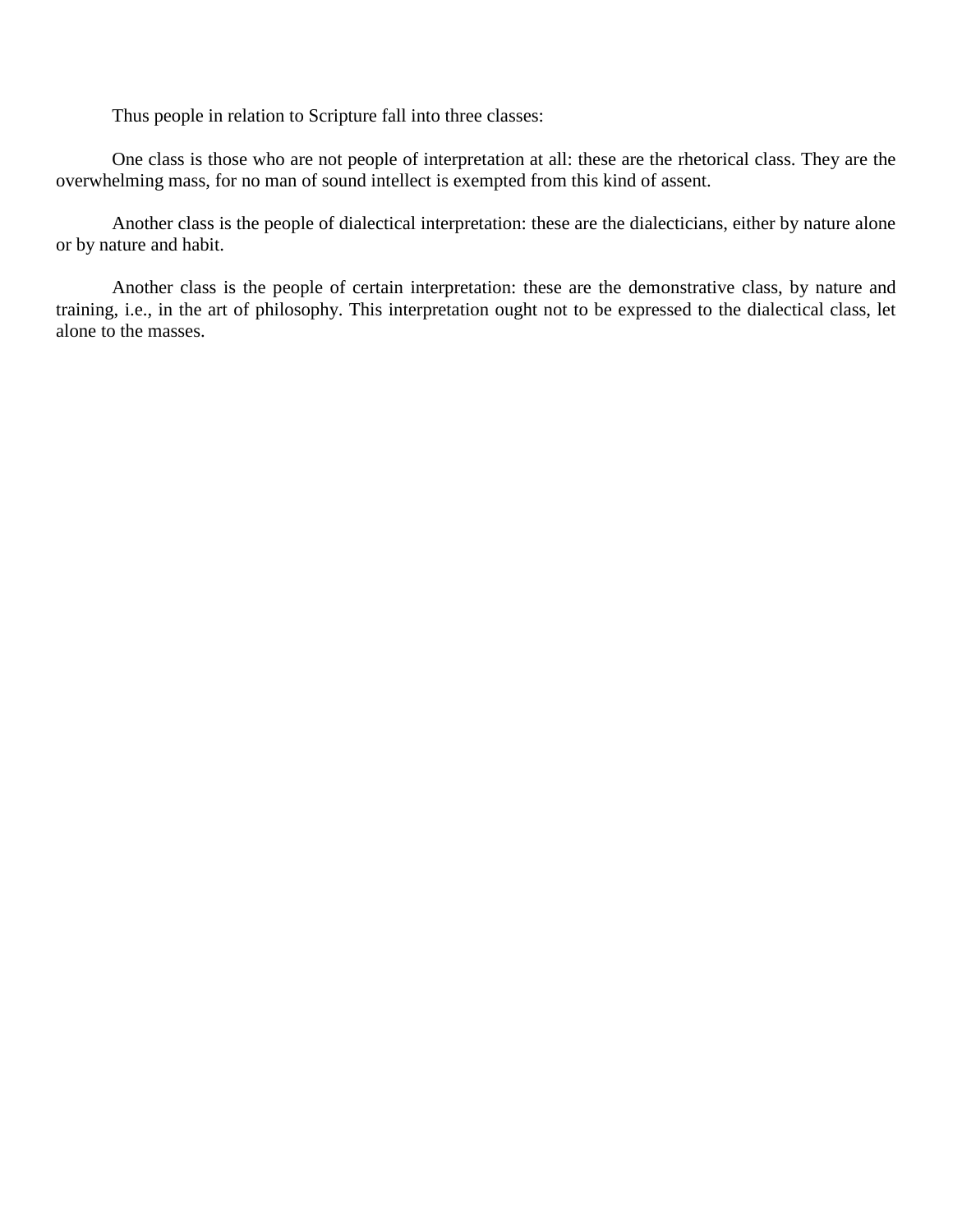Thus people in relation to Scripture fall into three classes:

One class is those who are not people of interpretation at all: these are the rhetorical class. They are the overwhelming mass, for no man of sound intellect is exempted from this kind of assent.

Another class is the people of dialectical interpretation: these are the dialecticians, either by nature alone or by nature and habit.

Another class is the people of certain interpretation: these are the demonstrative class, by nature and training, i.e., in the art of philosophy. This interpretation ought not to be expressed to the dialectical class, let alone to the masses.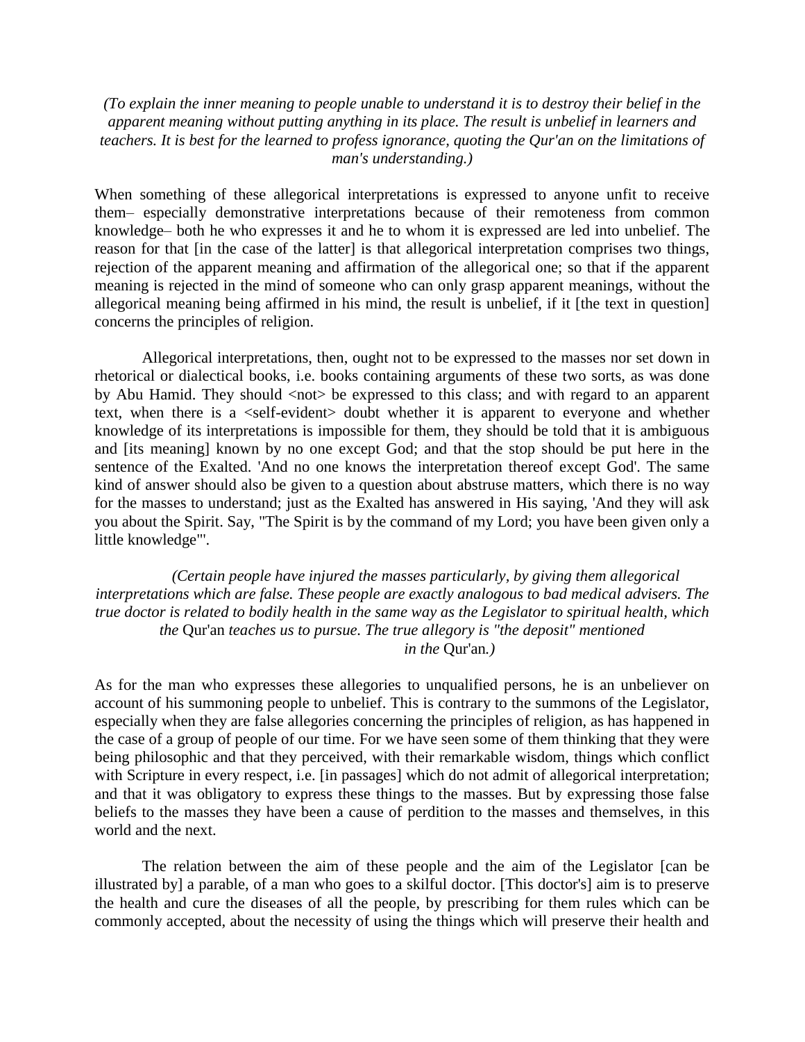*(To explain the inner meaning to people unable to understand it is to destroy their belief in the apparent meaning without putting anything in its place. The result is unbelief in learners and teachers. It is best for the learned to profess ignorance, quoting the Qur'an on the limitations of man's understanding.)*

When something of these allegorical interpretations is expressed to anyone unfit to receive them– especially demonstrative interpretations because of their remoteness from common knowledge– both he who expresses it and he to whom it is expressed are led into unbelief. The reason for that [in the case of the latter] is that allegorical interpretation comprises two things, rejection of the apparent meaning and affirmation of the allegorical one; so that if the apparent meaning is rejected in the mind of someone who can only grasp apparent meanings, without the allegorical meaning being affirmed in his mind, the result is unbelief, if it [the text in question] concerns the principles of religion.

Allegorical interpretations, then, ought not to be expressed to the masses nor set down in rhetorical or dialectical books, i.e. books containing arguments of these two sorts, as was done by Abu Hamid. They should <not> be expressed to this class; and with regard to an apparent text, when there is a <self-evident> doubt whether it is apparent to everyone and whether knowledge of its interpretations is impossible for them, they should be told that it is ambiguous and [its meaning] known by no one except God; and that the stop should be put here in the sentence of the Exalted. 'And no one knows the interpretation thereof except God'. The same kind of answer should also be given to a question about abstruse matters, which there is no way for the masses to understand; just as the Exalted has answered in His saying, 'And they will ask you about the Spirit. Say, "The Spirit is by the command of my Lord; you have been given only a little knowledge"'.

*(Certain people have injured the masses particularly, by giving them allegorical interpretations which are false. These people are exactly analogous to bad medical advisers. The true doctor is related to bodily health in the same way as the Legislator to spiritual health, which the* Qur'an *teaches us to pursue. The true allegory is "the deposit" mentioned in the* Qur'an*.)*

As for the man who expresses these allegories to unqualified persons, he is an unbeliever on account of his summoning people to unbelief. This is contrary to the summons of the Legislator, especially when they are false allegories concerning the principles of religion, as has happened in the case of a group of people of our time. For we have seen some of them thinking that they were being philosophic and that they perceived, with their remarkable wisdom, things which conflict with Scripture in every respect, i.e. [in passages] which do not admit of allegorical interpretation; and that it was obligatory to express these things to the masses. But by expressing those false beliefs to the masses they have been a cause of perdition to the masses and themselves, in this world and the next.

The relation between the aim of these people and the aim of the Legislator [can be illustrated by] a parable, of a man who goes to a skilful doctor. [This doctor's] aim is to preserve the health and cure the diseases of all the people, by prescribing for them rules which can be commonly accepted, about the necessity of using the things which will preserve their health and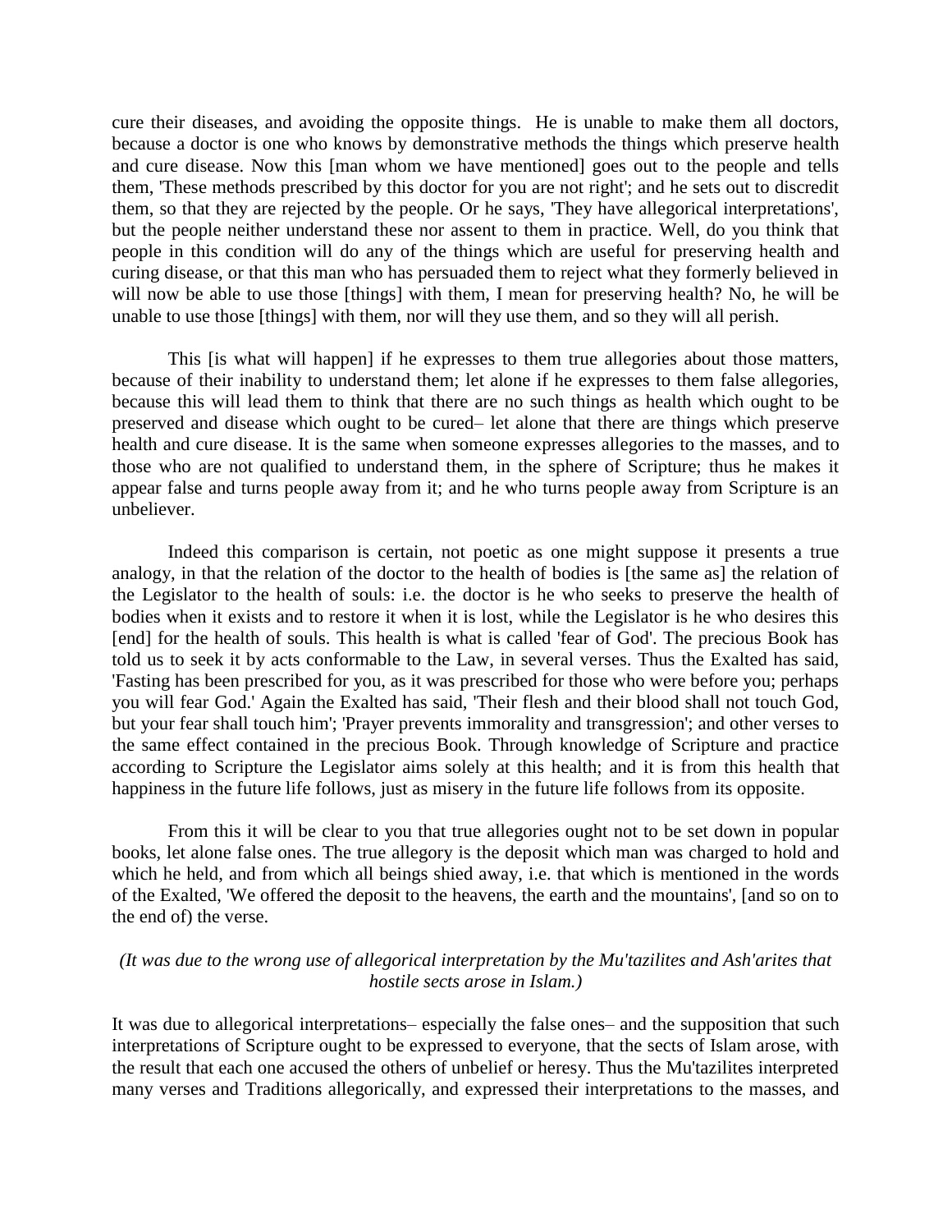cure their diseases, and avoiding the opposite things. He is unable to make them all doctors, because a doctor is one who knows by demonstrative methods the things which preserve health and cure disease. Now this [man whom we have mentioned] goes out to the people and tells them, 'These methods prescribed by this doctor for you are not right'; and he sets out to discredit them, so that they are rejected by the people. Or he says, 'They have allegorical interpretations', but the people neither understand these nor assent to them in practice. Well, do you think that people in this condition will do any of the things which are useful for preserving health and curing disease, or that this man who has persuaded them to reject what they formerly believed in will now be able to use those [things] with them, I mean for preserving health? No, he will be unable to use those [things] with them, nor will they use them, and so they will all perish.

This [is what will happen] if he expresses to them true allegories about those matters, because of their inability to understand them; let alone if he expresses to them false allegories, because this will lead them to think that there are no such things as health which ought to be preserved and disease which ought to be cured– let alone that there are things which preserve health and cure disease. It is the same when someone expresses allegories to the masses, and to those who are not qualified to understand them, in the sphere of Scripture; thus he makes it appear false and turns people away from it; and he who turns people away from Scripture is an unbeliever.

Indeed this comparison is certain, not poetic as one might suppose it presents a true analogy, in that the relation of the doctor to the health of bodies is [the same as] the relation of the Legislator to the health of souls: i.e. the doctor is he who seeks to preserve the health of bodies when it exists and to restore it when it is lost, while the Legislator is he who desires this [end] for the health of souls. This health is what is called 'fear of God'. The precious Book has told us to seek it by acts conformable to the Law, in several verses. Thus the Exalted has said, 'Fasting has been prescribed for you, as it was prescribed for those who were before you; perhaps you will fear God.' Again the Exalted has said, 'Their flesh and their blood shall not touch God, but your fear shall touch him'; 'Prayer prevents immorality and transgression'; and other verses to the same effect contained in the precious Book. Through knowledge of Scripture and practice according to Scripture the Legislator aims solely at this health; and it is from this health that happiness in the future life follows, just as misery in the future life follows from its opposite.

From this it will be clear to you that true allegories ought not to be set down in popular books, let alone false ones. The true allegory is the deposit which man was charged to hold and which he held, and from which all beings shied away, i.e. that which is mentioned in the words of the Exalted, 'We offered the deposit to the heavens, the earth and the mountains', [and so on to the end of) the verse.

*(It was due to the wrong use of allegorical interpretation by the Mu'tazilites and Ash'arites that hostile sects arose in Islam.)*

It was due to allegorical interpretations– especially the false ones– and the supposition that such interpretations of Scripture ought to be expressed to everyone, that the sects of Islam arose, with the result that each one accused the others of unbelief or heresy. Thus the Mu'tazilites interpreted many verses and Traditions allegorically, and expressed their interpretations to the masses, and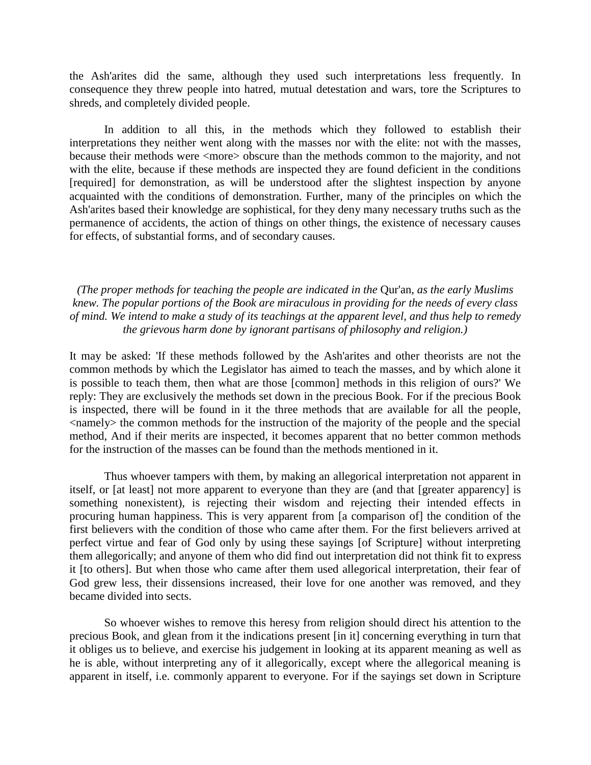the Ash'arites did the same, although they used such interpretations less frequently. In consequence they threw people into hatred, mutual detestation and wars, tore the Scriptures to shreds, and completely divided people.

In addition to all this, in the methods which they followed to establish their interpretations they neither went along with the masses nor with the elite: not with the masses, because their methods were <more> obscure than the methods common to the majority, and not with the elite, because if these methods are inspected they are found deficient in the conditions [required] for demonstration, as will be understood after the slightest inspection by anyone acquainted with the conditions of demonstration. Further, many of the principles on which the Ash'arites based their knowledge are sophistical, for they deny many necessary truths such as the permanence of accidents, the action of things on other things, the existence of necessary causes for effects, of substantial forms, and of secondary causes.

*(The proper methods for teaching the people are indicated in the* Qur'an, *as the early Muslims knew. The popular portions of the Book are miraculous in providing for the needs of every class of mind. We intend to make a study of its teachings at the apparent level, and thus help to remedy the grievous harm done by ignorant partisans of philosophy and religion.)*

It may be asked: 'If these methods followed by the Ash'arites and other theorists are not the common methods by which the Legislator has aimed to teach the masses, and by which alone it is possible to teach them, then what are those [common] methods in this religion of ours?' We reply: They are exclusively the methods set down in the precious Book. For if the precious Book is inspected, there will be found in it the three methods that are available for all the people, <namely> the common methods for the instruction of the majority of the people and the special method, And if their merits are inspected, it becomes apparent that no better common methods for the instruction of the masses can be found than the methods mentioned in it.

Thus whoever tampers with them, by making an allegorical interpretation not apparent in itself, or [at least] not more apparent to everyone than they are (and that [greater apparency] is something nonexistent), is rejecting their wisdom and rejecting their intended effects in procuring human happiness. This is very apparent from [a comparison of] the condition of the first believers with the condition of those who came after them. For the first believers arrived at perfect virtue and fear of God only by using these sayings [of Scripture] without interpreting them allegorically; and anyone of them who did find out interpretation did not think fit to express it [to others]. But when those who came after them used allegorical interpretation, their fear of God grew less, their dissensions increased, their love for one another was removed, and they became divided into sects.

So whoever wishes to remove this heresy from religion should direct his attention to the precious Book, and glean from it the indications present [in it] concerning everything in turn that it obliges us to believe, and exercise his judgement in looking at its apparent meaning as well as he is able, without interpreting any of it allegorically, except where the allegorical meaning is apparent in itself, i.e. commonly apparent to everyone. For if the sayings set down in Scripture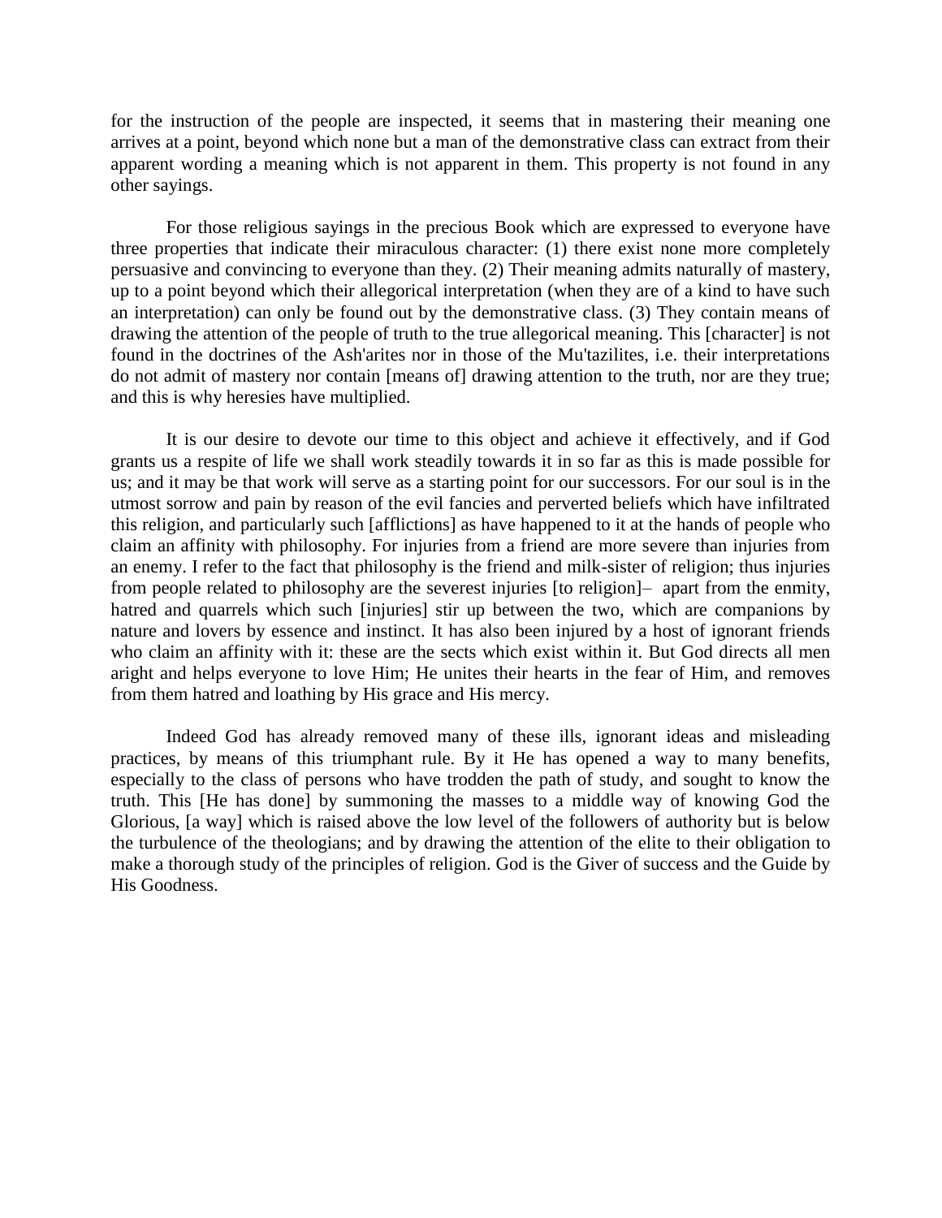for the instruction of the people are inspected, it seems that in mastering their meaning one arrives at a point, beyond which none but a man of the demonstrative class can extract from their apparent wording a meaning which is not apparent in them. This property is not found in any other sayings.

For those religious sayings in the precious Book which are expressed to everyone have three properties that indicate their miraculous character: (1) there exist none more completely persuasive and convincing to everyone than they. (2) Their meaning admits naturally of mastery, up to a point beyond which their allegorical interpretation (when they are of a kind to have such an interpretation) can only be found out by the demonstrative class. (3) They contain means of drawing the attention of the people of truth to the true allegorical meaning. This [character] is not found in the doctrines of the Ash'arites nor in those of the Mu'tazilites, i.e. their interpretations do not admit of mastery nor contain [means of] drawing attention to the truth, nor are they true; and this is why heresies have multiplied.

It is our desire to devote our time to this object and achieve it effectively, and if God grants us a respite of life we shall work steadily towards it in so far as this is made possible for us; and it may be that work will serve as a starting point for our successors. For our soul is in the utmost sorrow and pain by reason of the evil fancies and perverted beliefs which have infiltrated this religion, and particularly such [afflictions] as have happened to it at the hands of people who claim an affinity with philosophy. For injuries from a friend are more severe than injuries from an enemy. I refer to the fact that philosophy is the friend and milk-sister of religion; thus injuries from people related to philosophy are the severest injuries [to religion]– apart from the enmity, hatred and quarrels which such [injuries] stir up between the two, which are companions by nature and lovers by essence and instinct. It has also been injured by a host of ignorant friends who claim an affinity with it: these are the sects which exist within it. But God directs all men aright and helps everyone to love Him; He unites their hearts in the fear of Him, and removes from them hatred and loathing by His grace and His mercy.

Indeed God has already removed many of these ills, ignorant ideas and misleading practices, by means of this triumphant rule. By it He has opened a way to many benefits, especially to the class of persons who have trodden the path of study, and sought to know the truth. This [He has done] by summoning the masses to a middle way of knowing God the Glorious, [a way] which is raised above the low level of the followers of authority but is below the turbulence of the theologians; and by drawing the attention of the elite to their obligation to make a thorough study of the principles of religion. God is the Giver of success and the Guide by His Goodness.